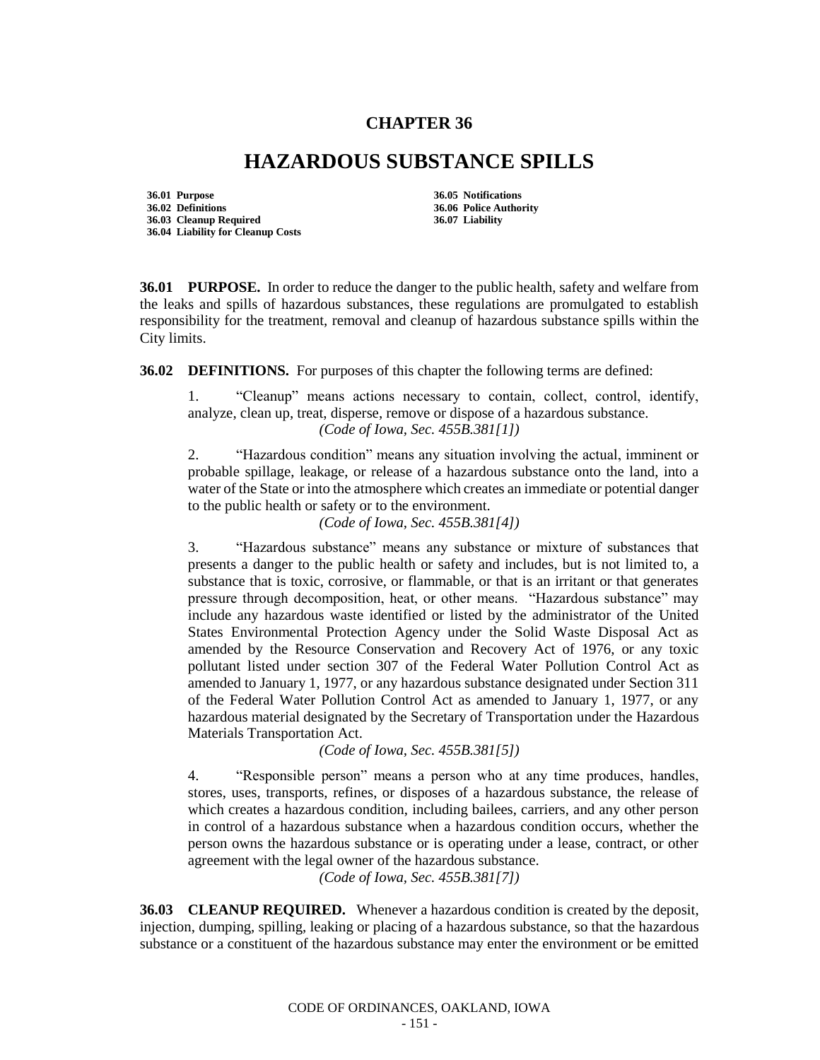# CHAPTER 36

# HAZARDOUS SUBSTANCE SPILLS

**36.01 Purpose**
**36.02 Definitions**
**36.03 Cleanup Required**
**36.04 Liability for Cleanup Costs**
**36.05 Notifications**
**36.06 Police Authority**
**36.07 Liability**

**36.01 PURPOSE.** In order to reduce the danger to the public health, safety and welfare from the leaks and spills of hazardous substances, these regulations are promulgated to establish responsibility for the treatment, removal and cleanup of hazardous substance spills within the City limits.

**36.02 DEFINITIONS.** For purposes of this chapter the following terms are defined:

1. "Cleanup" means actions necessary to contain, collect, control, identify, analyze, clean up, treat, disperse, remove or dispose of a hazardous substance.
*(Code of Iowa, Sec. 455B.381[1])*

2. "Hazardous condition" means any situation involving the actual, imminent or probable spillage, leakage, or release of a hazardous substance onto the land, into a water of the State or into the atmosphere which creates an immediate or potential danger to the public health or safety or to the environment.
*(Code of Iowa, Sec. 455B.381[4])*

3. "Hazardous substance" means any substance or mixture of substances that presents a danger to the public health or safety and includes, but is not limited to, a substance that is toxic, corrosive, or flammable, or that is an irritant or that generates pressure through decomposition, heat, or other means. "Hazardous substance" may include any hazardous waste identified or listed by the administrator of the United States Environmental Protection Agency under the Solid Waste Disposal Act as amended by the Resource Conservation and Recovery Act of 1976, or any toxic pollutant listed under section 307 of the Federal Water Pollution Control Act as amended to January 1, 1977, or any hazardous substance designated under Section 311 of the Federal Water Pollution Control Act as amended to January 1, 1977, or any hazardous material designated by the Secretary of Transportation under the Hazardous Materials Transportation Act.
*(Code of Iowa, Sec. 455B.381[5])*

4. "Responsible person" means a person who at any time produces, handles, stores, uses, transports, refines, or disposes of a hazardous substance, the release of which creates a hazardous condition, including bailees, carriers, and any other person in control of a hazardous substance when a hazardous condition occurs, whether the person owns the hazardous substance or is operating under a lease, contract, or other agreement with the legal owner of the hazardous substance.
*(Code of Iowa, Sec. 455B.381[7])*

**36.03 CLEANUP REQUIRED.** Whenever a hazardous condition is created by the deposit, injection, dumping, spilling, leaking or placing of a hazardous substance, so that the hazardous substance or a constituent of the hazardous substance may enter the environment or be emitted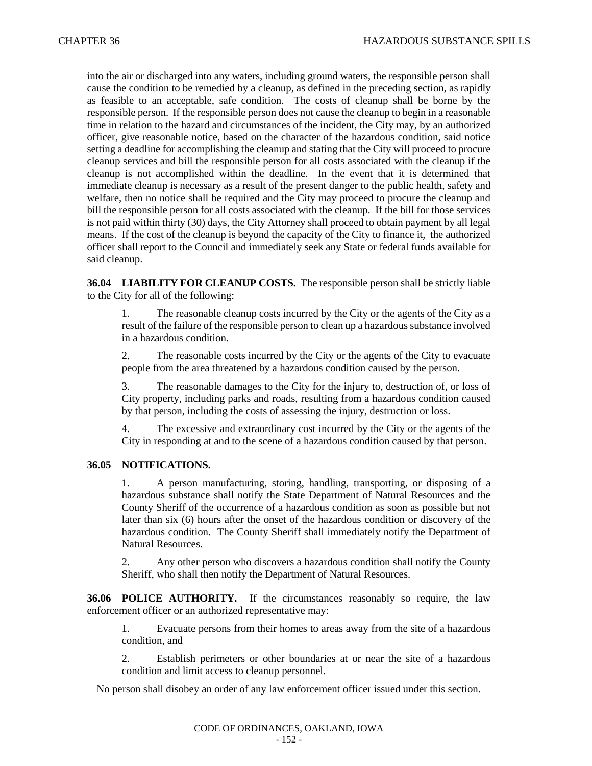into the air or discharged into any waters, including ground waters, the responsible person shall cause the condition to be remedied by a cleanup, as defined in the preceding section, as rapidly as feasible to an acceptable, safe condition. The costs of cleanup shall be borne by the responsible person. If the responsible person does not cause the cleanup to begin in a reasonable time in relation to the hazard and circumstances of the incident, the City may, by an authorized officer, give reasonable notice, based on the character of the hazardous condition, said notice setting a deadline for accomplishing the cleanup and stating that the City will proceed to procure cleanup services and bill the responsible person for all costs associated with the cleanup if the cleanup is not accomplished within the deadline. In the event that it is determined that immediate cleanup is necessary as a result of the present danger to the public health, safety and welfare, then no notice shall be required and the City may proceed to procure the cleanup and bill the responsible person for all costs associated with the cleanup. If the bill for those services is not paid within thirty (30) days, the City Attorney shall proceed to obtain payment by all legal means. If the cost of the cleanup is beyond the capacity of the City to finance it, the authorized officer shall report to the Council and immediately seek any State or federal funds available for said cleanup.

**36.04 LIABILITY FOR CLEANUP COSTS.** The responsible person shall be strictly liable to the City for all of the following:

1. The reasonable cleanup costs incurred by the City or the agents of the City as a result of the failure of the responsible person to clean up a hazardous substance involved in a hazardous condition.

2. The reasonable costs incurred by the City or the agents of the City to evacuate people from the area threatened by a hazardous condition caused by the person.

3. The reasonable damages to the City for the injury to, destruction of, or loss of City property, including parks and roads, resulting from a hazardous condition caused by that person, including the costs of assessing the injury, destruction or loss.

4. The excessive and extraordinary cost incurred by the City or the agents of the City in responding at and to the scene of a hazardous condition caused by that person.

**36.05 NOTIFICATIONS.**

1. A person manufacturing, storing, handling, transporting, or disposing of a hazardous substance shall notify the State Department of Natural Resources and the County Sheriff of the occurrence of a hazardous condition as soon as possible but not later than six (6) hours after the onset of the hazardous condition or discovery of the hazardous condition. The County Sheriff shall immediately notify the Department of Natural Resources.

2. Any other person who discovers a hazardous condition shall notify the County Sheriff, who shall then notify the Department of Natural Resources.

**36.06 POLICE AUTHORITY.** If the circumstances reasonably so require, the law enforcement officer or an authorized representative may:

1. Evacuate persons from their homes to areas away from the site of a hazardous condition, and

2. Establish perimeters or other boundaries at or near the site of a hazardous condition and limit access to cleanup personnel.

No person shall disobey an order of any law enforcement officer issued under this section.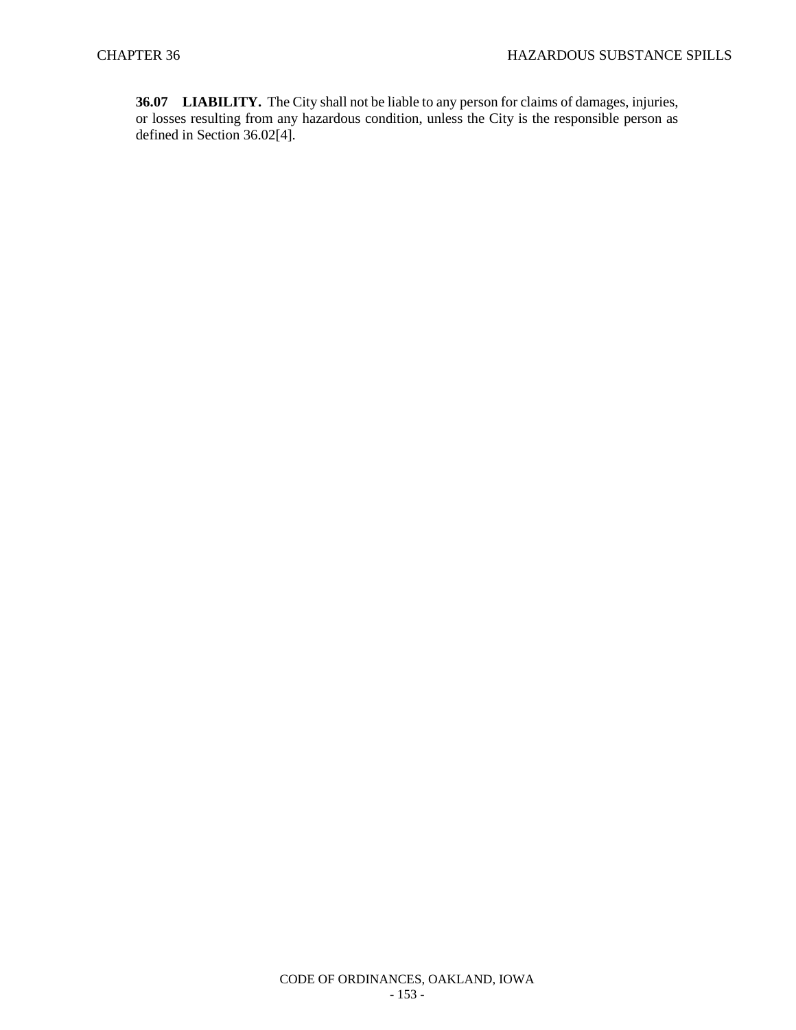**36.07 LIABILITY.** The City shall not be liable to any person for claims of damages, injuries, or losses resulting from any hazardous condition, unless the City is the responsible person as defined in Section 36.02[4].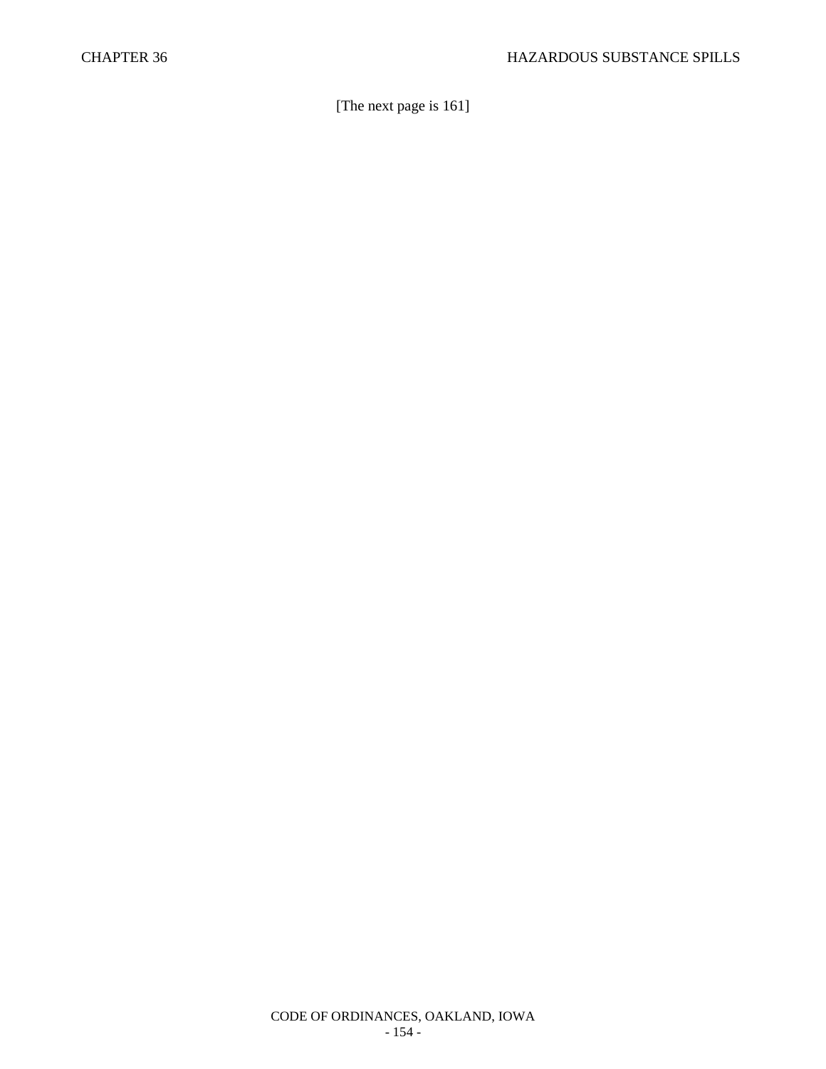[The next page is 161]